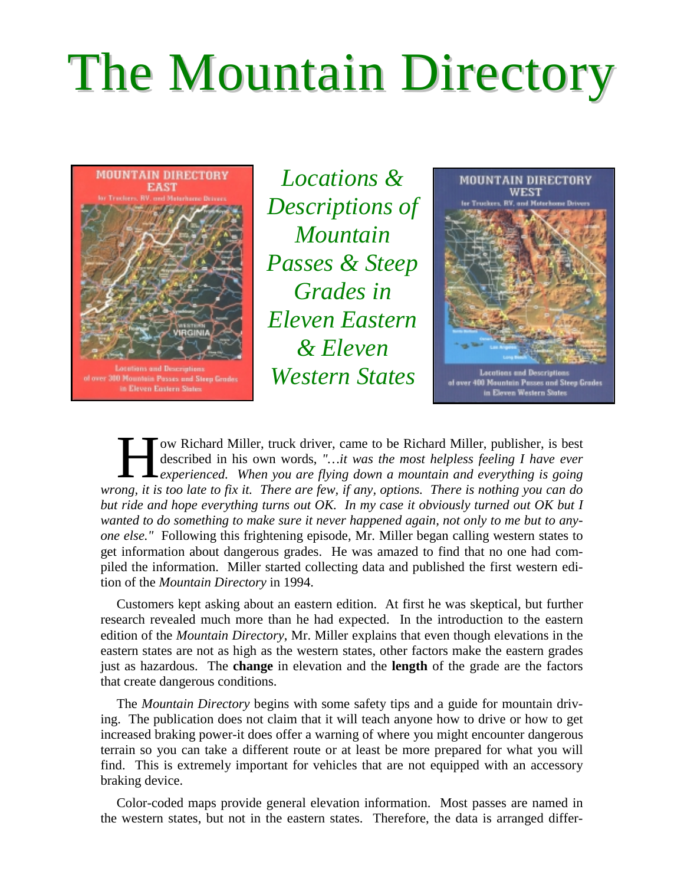# The Mountain Directory

*Locations & Descriptions of Mountain Passes & Steep Grades in Eleven Eastern & Eleven Western States*

How Richard Miller, truck driver, came to be Richard Miller, publisher, is best described in his own words, *"…it was the most helpless feeling I have ever experienced. When you are flying down a mountain and everything is going wrong, it is too late to fix it. There are few, if any, options. There is nothing you can do but ride and hope everything turns out OK. In my case it obviously turned out OK but I wanted to do something to make sure it never happened again, not only to me but to anyone else."* Following this frightening episode, Mr. Miller began calling western states to get information about dangerous grades. He was amazed to find that no one had compiled the information. Miller started collecting data and published the first western edition of the *Mountain Directory* in 1994.

Customers kept asking about an eastern edition. At first he was skeptical, but further research revealed much more than he had expected. In the introduction to the eastern edition of the *Mountain Directory*, Mr. Miller explains that even though elevations in the eastern states are not as high as the western states, other factors make the eastern grades just as hazardous. The **change** in elevation and the **length** of the grade are the factors that create dangerous conditions.

The *Mountain Directory* begins with some safety tips and a guide for mountain driving. The publication does not claim that it will teach anyone how to drive or how to get increased braking power-it does offer a warning of where you might encounter dangerous terrain so you can take a different route or at least be more prepared for what you will find. This is extremely important for vehicles that are not equipped with an accessory braking device.

Color-coded maps provide general elevation information. Most passes are named in the western states, but not in the eastern states. Therefore, the data is arranged differ-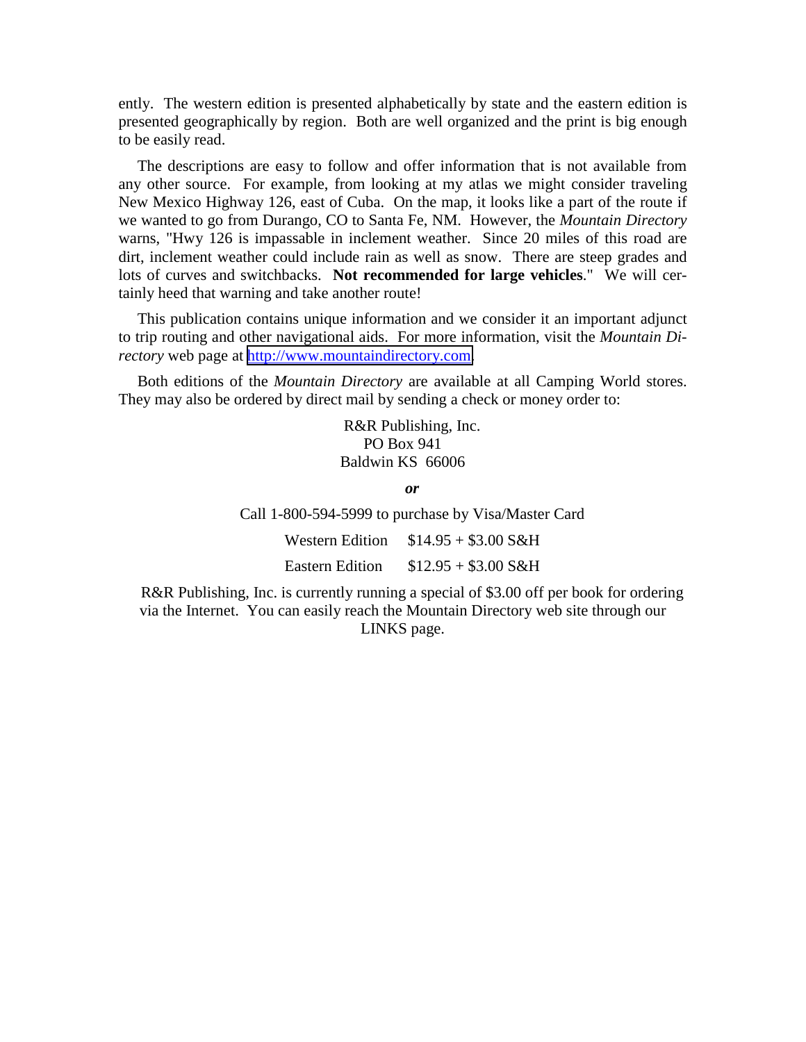ently. The western edition is presented alphabetically by state and the eastern edition is presented geographically by region. Both are well organized and the print is big enough to be easily read.

The descriptions are easy to follow and offer information that is not available from any other source. For example, from looking at my atlas we might consider traveling New Mexico Highway 126, east of Cuba. On the map, it looks like a part of the route if we wanted to go from Durango, CO to Santa Fe, NM. However, the *Mountain Directory* warns, "Hwy 126 is impassable in inclement weather. Since 20 miles of this road are dirt, inclement weather could include rain as well as snow. There are steep grades and lots of curves and switchbacks. **Not recommended for large vehicles**." We will certainly heed that warning and take another route!

This publication contains unique information and we consider it an important adjunct to trip routing and other navigational aids. For more information, visit the *Mountain Directory* web page at http://www.mountaindirectory.com.

Both editions of the *Mountain Directory* are available at all Camping World stores. They may also be ordered by direct mail by sending a check or money order to:

R&R Publishing, Inc.
PO Box 941
Baldwin KS 66006

***or***

Call 1-800-594-5999 to purchase by Visa/Master Card

| | |
|---|---|
| Western Edition | $14.95 + $3.00 S&H |
| Eastern Edition | $12.95 + $3.00 S&H |

R&R Publishing, Inc. is currently running a special of $3.00 off per book for ordering via the Internet. You can easily reach the Mountain Directory web site through our LINKS page.